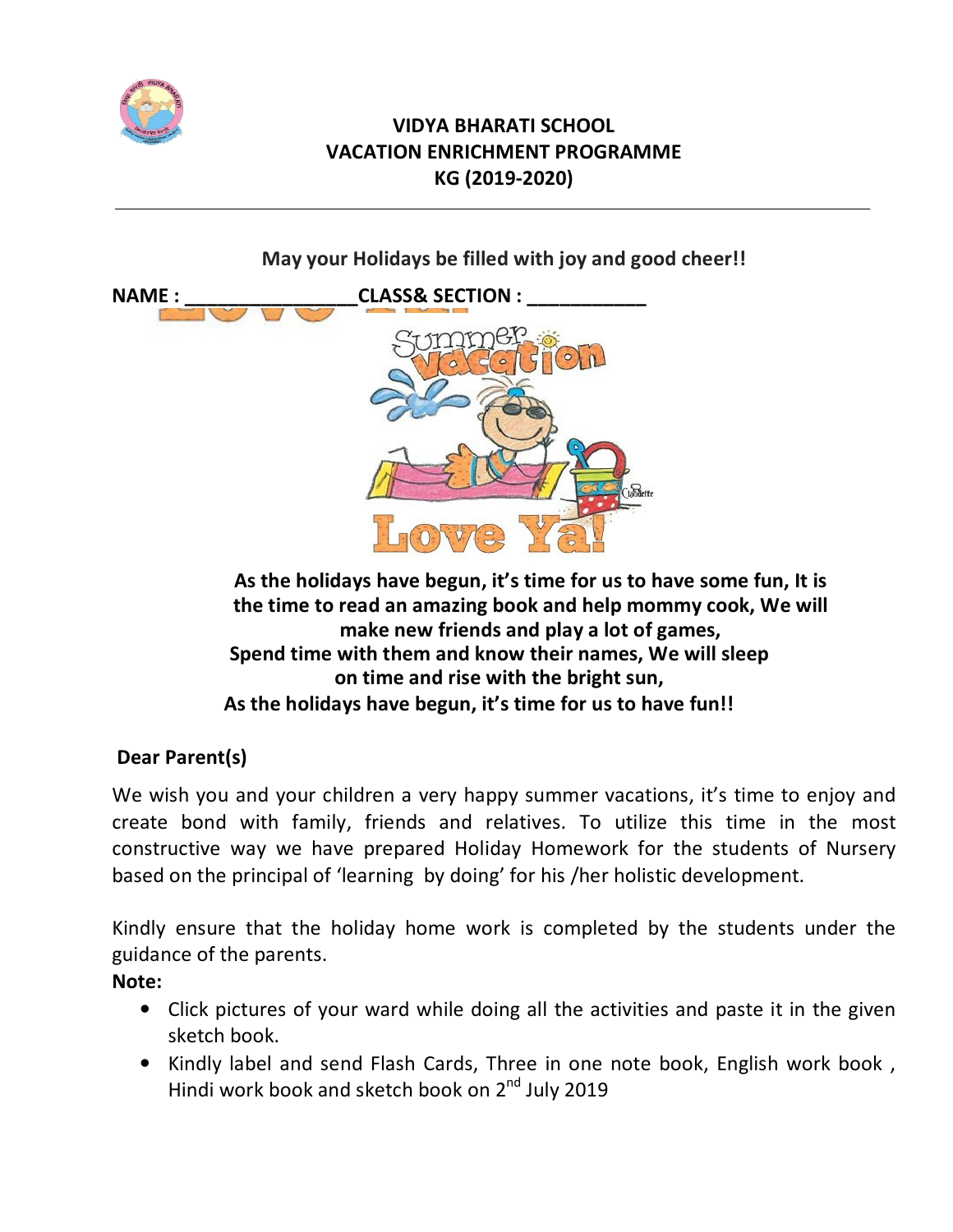# VIDYA BHARATI SCHOOL
## VACATION ENRICHMENT PROGRAMME
## KG (2019-2020)

---

**May your Holidays be filled with joy and good cheer!!**

**NAME : ________________CLASS& SECTION : ___________**

**As the holidays have begun, it's time for us to have some fun, It is the time to read an amazing book and help mommy cook, We will make new friends and play a lot of games,**
**Spend time with them and know their names, We will sleep on time and rise with the bright sun,**
**As the holidays have begun, it's time for us to have fun!!**

**Dear Parent(s)**

We wish you and your children a very happy summer vacations, it's time to enjoy and create bond with family, friends and relatives. To utilize this time in the most constructive way we have prepared Holiday Homework for the students of Nursery based on the principal of 'learning by doing' for his /her holistic development.

Kindly ensure that the holiday home work is completed by the students under the guidance of the parents.

**Note:**

- Click pictures of your ward while doing all the activities and paste it in the given sketch book.
- Kindly label and send Flash Cards, Three in one note book, English work book , Hindi work book and sketch book on 2nd July 2019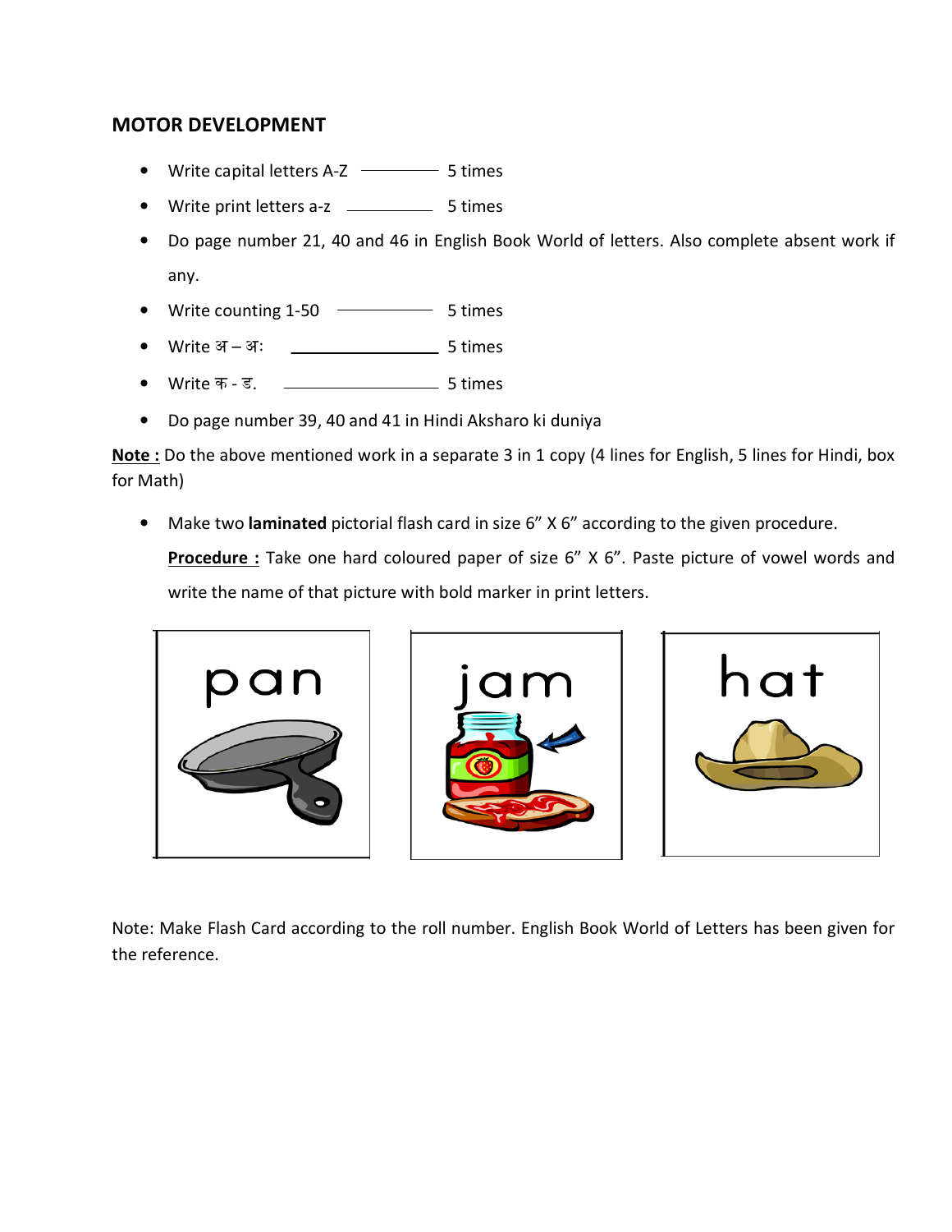## MOTOR DEVELOPMENT

- Write capital letters A-Z ———— 5 times
- Write print letters a-z ———— 5 times
- Do page number 21, 40 and 46 in English Book World of letters. Also complete absent work if any.
- Write counting 1-50 ———— 5 times
- Write अ – अः ———— 5 times
- Write क - ङ. ———— 5 times
- Do page number 39, 40 and 41 in Hindi Aksharo ki duniya

**Note :** Do the above mentioned work in a separate 3 in 1 copy (4 lines for English, 5 lines for Hindi, box for Math)

- Make two **laminated** pictorial flash card in size 6" X 6" according to the given procedure.

  **Procedure :** Take one hard coloured paper of size 6" X 6". Paste picture of vowel words and write the name of that picture with bold marker in print letters.

pan

jam

hat

Note: Make Flash Card according to the roll number. English Book World of Letters has been given for the reference.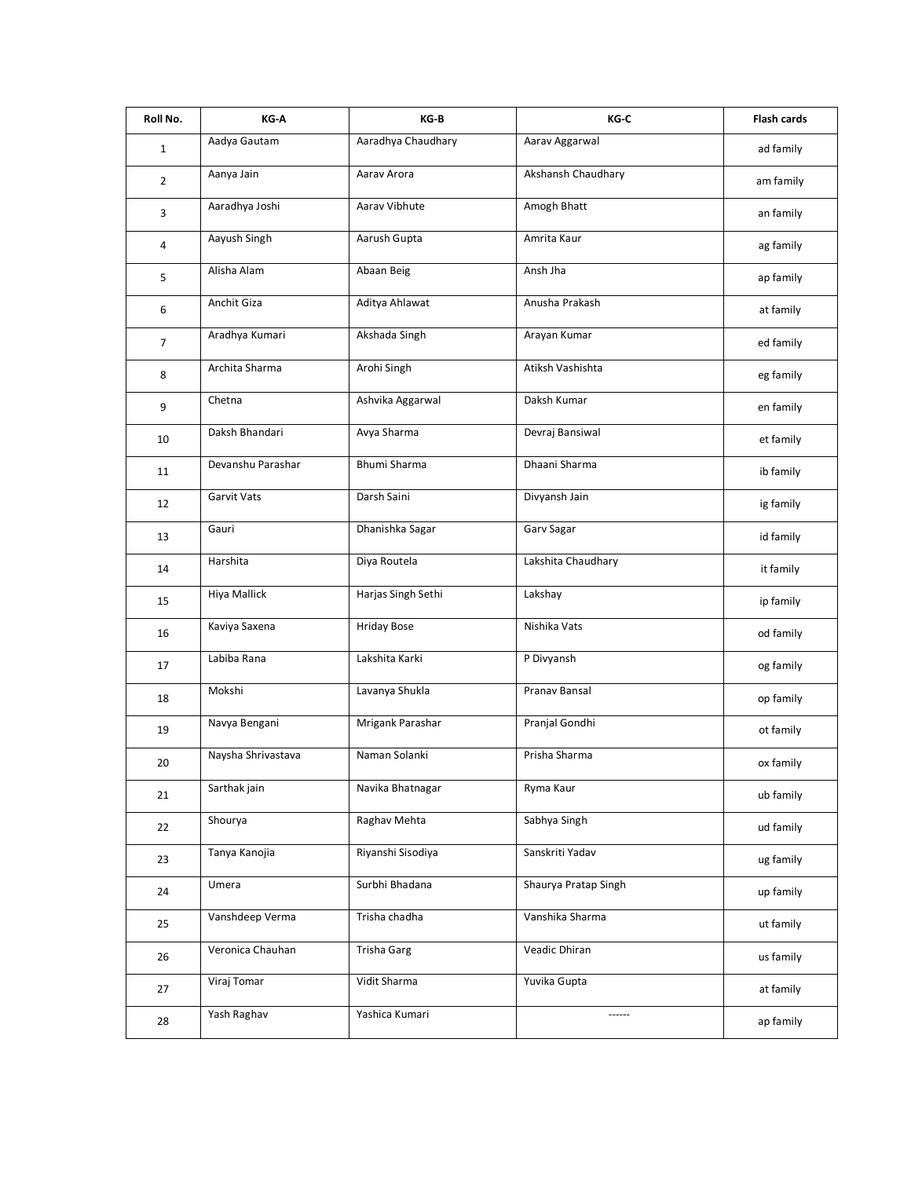| Roll No. | KG-A | KG-B | KG-C | Flash cards |
|---|---|---|---|---|
| 1 | Aadya Gautam | Aaradhya Chaudhary | Aarav Aggarwal | ad family |
| 2 | Aanya Jain | Aarav Arora | Akshansh Chaudhary | am family |
| 3 | Aaradhya Joshi | Aarav Vibhute | Amogh Bhatt | an family |
| 4 | Aayush Singh | Aarush Gupta | Amrita Kaur | ag family |
| 5 | Alisha Alam | Abaan Beig | Ansh Jha | ap family |
| 6 | Anchit Giza | Aditya Ahlawat | Anusha Prakash | at family |
| 7 | Aradhya Kumari | Akshada Singh | Arayan Kumar | ed family |
| 8 | Archita Sharma | Arohi Singh | Atiksh Vashishta | eg family |
| 9 | Chetna | Ashvika Aggarwal | Daksh Kumar | en family |
| 10 | Daksh Bhandari | Avya Sharma | Devraj Bansiwal | et family |
| 11 | Devanshu Parashar | Bhumi Sharma | Dhaani Sharma | ib family |
| 12 | Garvit Vats | Darsh Saini | Divyansh Jain | ig family |
| 13 | Gauri | Dhanishka Sagar | Garv Sagar | id family |
| 14 | Harshita | Diya Routela | Lakshita Chaudhary | it family |
| 15 | Hiya Mallick | Harjas Singh Sethi | Lakshay | ip family |
| 16 | Kaviya Saxena | Hriday Bose | Nishika Vats | od family |
| 17 | Labiba Rana | Lakshita Karki | P Divyansh | og family |
| 18 | Mokshi | Lavanya Shukla | Pranav Bansal | op family |
| 19 | Navya Bengani | Mrigank Parashar | Pranjal Gondhi | ot family |
| 20 | Naysha Shrivastava | Naman Solanki | Prisha Sharma | ox family |
| 21 | Sarthak jain | Navika Bhatnagar | Ryma Kaur | ub family |
| 22 | Shourya | Raghav Mehta | Sabhya Singh | ud family |
| 23 | Tanya Kanojia | Riyanshi Sisodiya | Sanskriti Yadav | ug family |
| 24 | Umera | Surbhi Bhadana | Shaurya Pratap Singh | up family |
| 25 | Vanshdeep Verma | Trisha chadha | Vanshika Sharma | ut family |
| 26 | Veronica Chauhan | Trisha Garg | Veadic Dhiran | us family |
| 27 | Viraj Tomar | Vidit Sharma | Yuvika Gupta | at family |
| 28 | Yash Raghav | Yashica Kumari | ------ | ap family |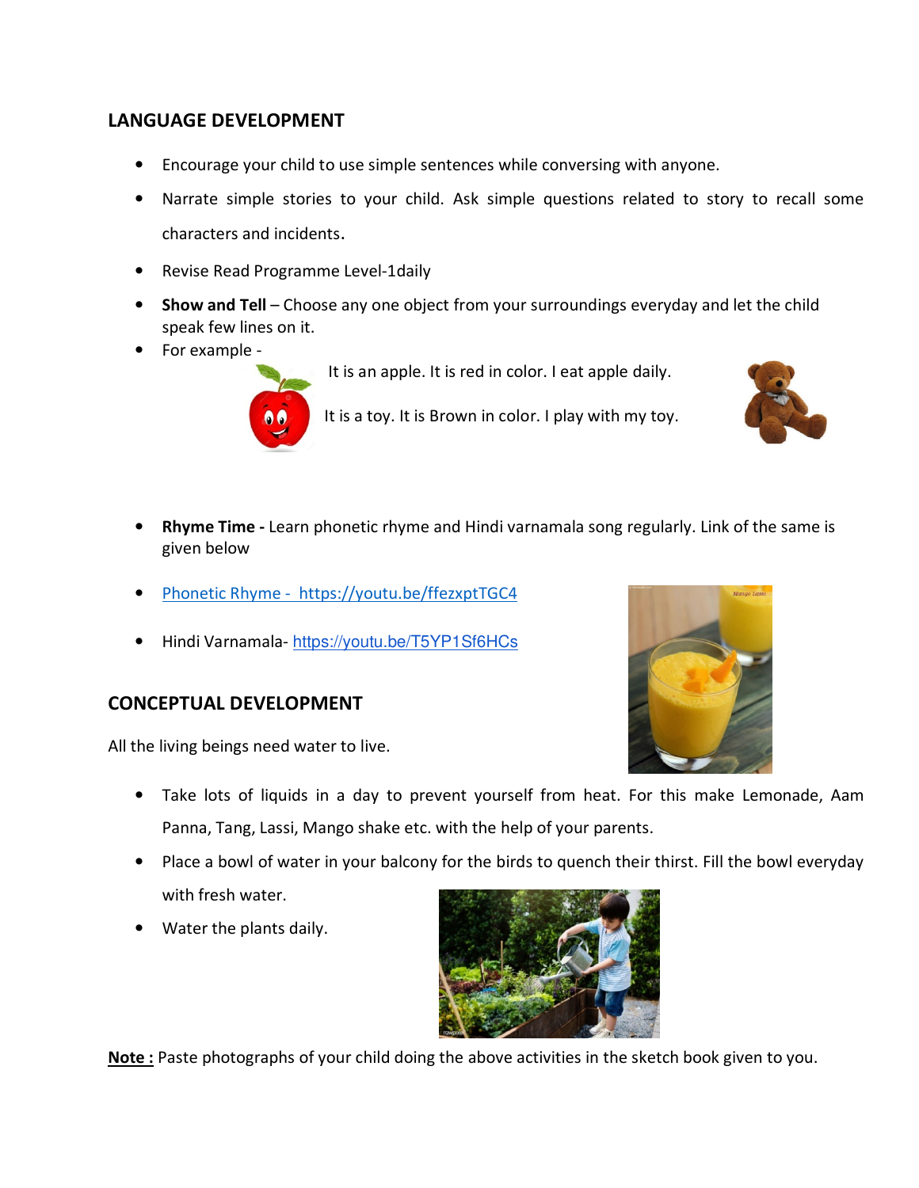## LANGUAGE DEVELOPMENT

- Encourage your child to use simple sentences while conversing with anyone.
- Narrate simple stories to your child. Ask simple questions related to story to recall some characters and incidents.
- Revise Read Programme Level-1daily
- **Show and Tell** – Choose any one object from your surroundings everyday and let the child speak few lines on it.
- For example -

  It is an apple. It is red in color. I eat apple daily.

  It is a toy. It is Brown in color. I play with my toy.

- **Rhyme Time -** Learn phonetic rhyme and Hindi varnamala song regularly. Link of the same is given below
- Phonetic Rhyme - https://youtu.be/ffezxptTGC4
- Hindi Varnamala- https://youtu.be/T5YP1Sf6HCs

## CONCEPTUAL DEVELOPMENT

All the living beings need water to live.

- Take lots of liquids in a day to prevent yourself from heat. For this make Lemonade, Aam Panna, Tang, Lassi, Mango shake etc. with the help of your parents.
- Place a bowl of water in your balcony for the birds to quench their thirst. Fill the bowl everyday with fresh water.
- Water the plants daily.

**Note :** Paste photographs of your child doing the above activities in the sketch book given to you.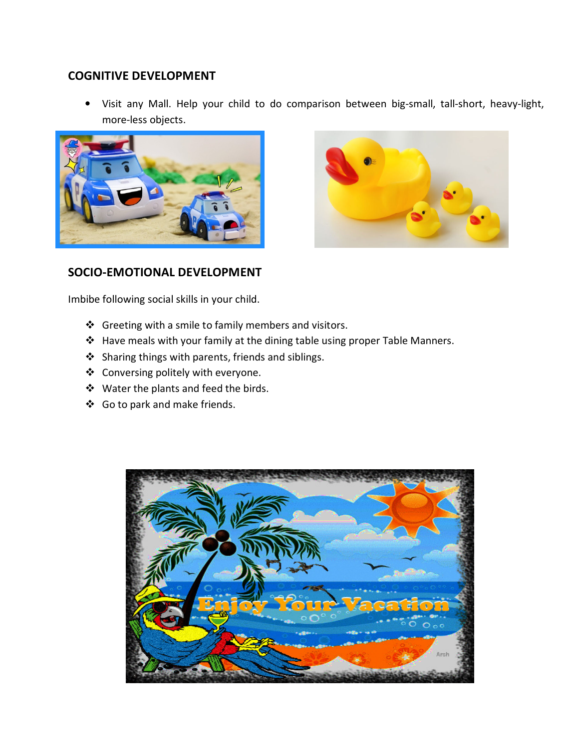## COGNITIVE DEVELOPMENT

- Visit any Mall. Help your child to do comparison between big-small, tall-short, heavy-light, more-less objects.

## SOCIO-EMOTIONAL DEVELOPMENT

Imbibe following social skills in your child.

- Greeting with a smile to family members and visitors.
- Have meals with your family at the dining table using proper Table Manners.
- Sharing things with parents, friends and siblings.
- Conversing politely with everyone.
- Water the plants and feed the birds.
- Go to park and make friends.